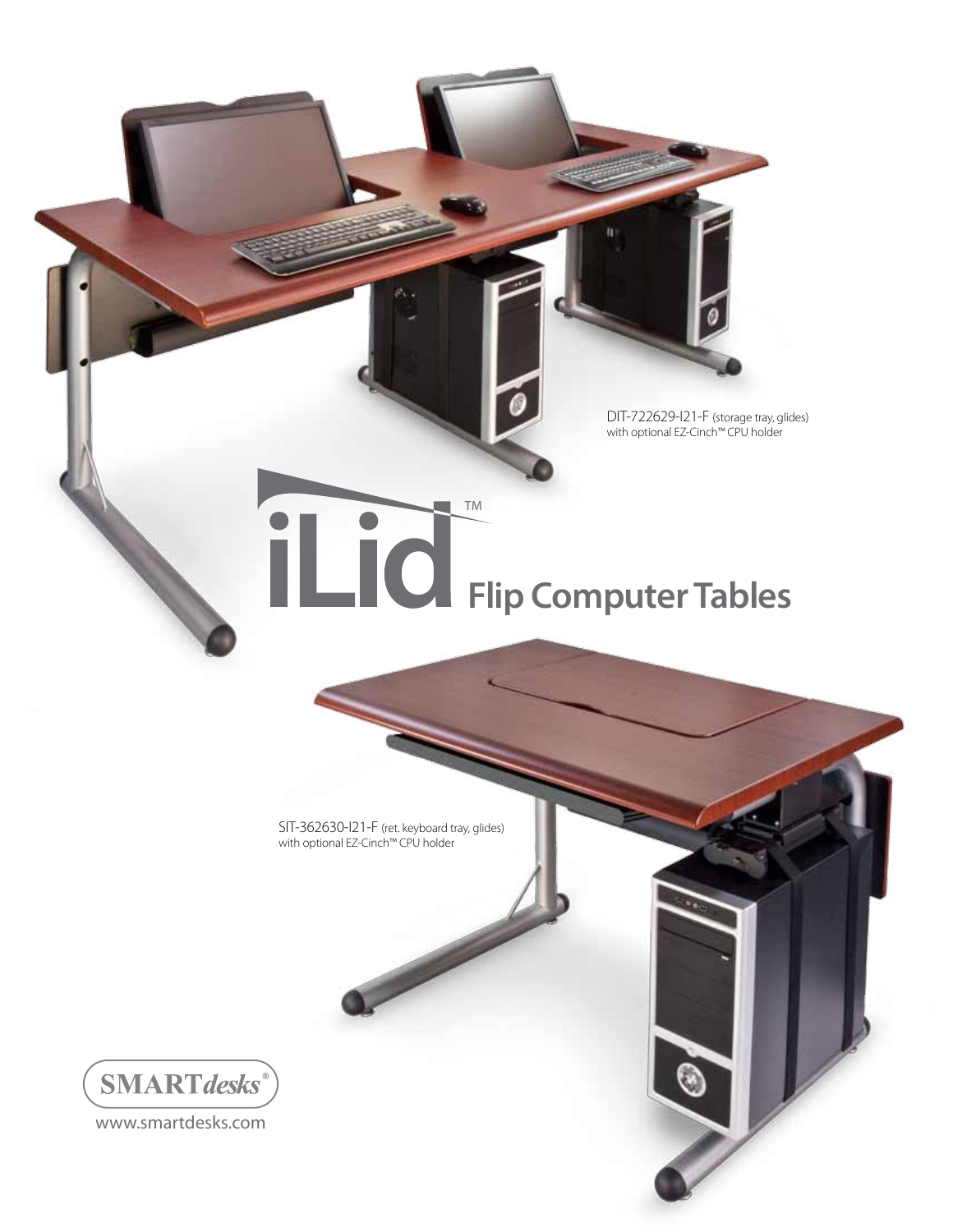DIT-722629-I21-F (storage tray, glides)
with optional EZ-Cinch™ CPU holder

# iLid™ Flip Computer Tables

SIT-362630-I21-F (ret. keyboard tray, glides)
with optional EZ-Cinch™ CPU holder

SMARTdesks®

www.smartdesks.com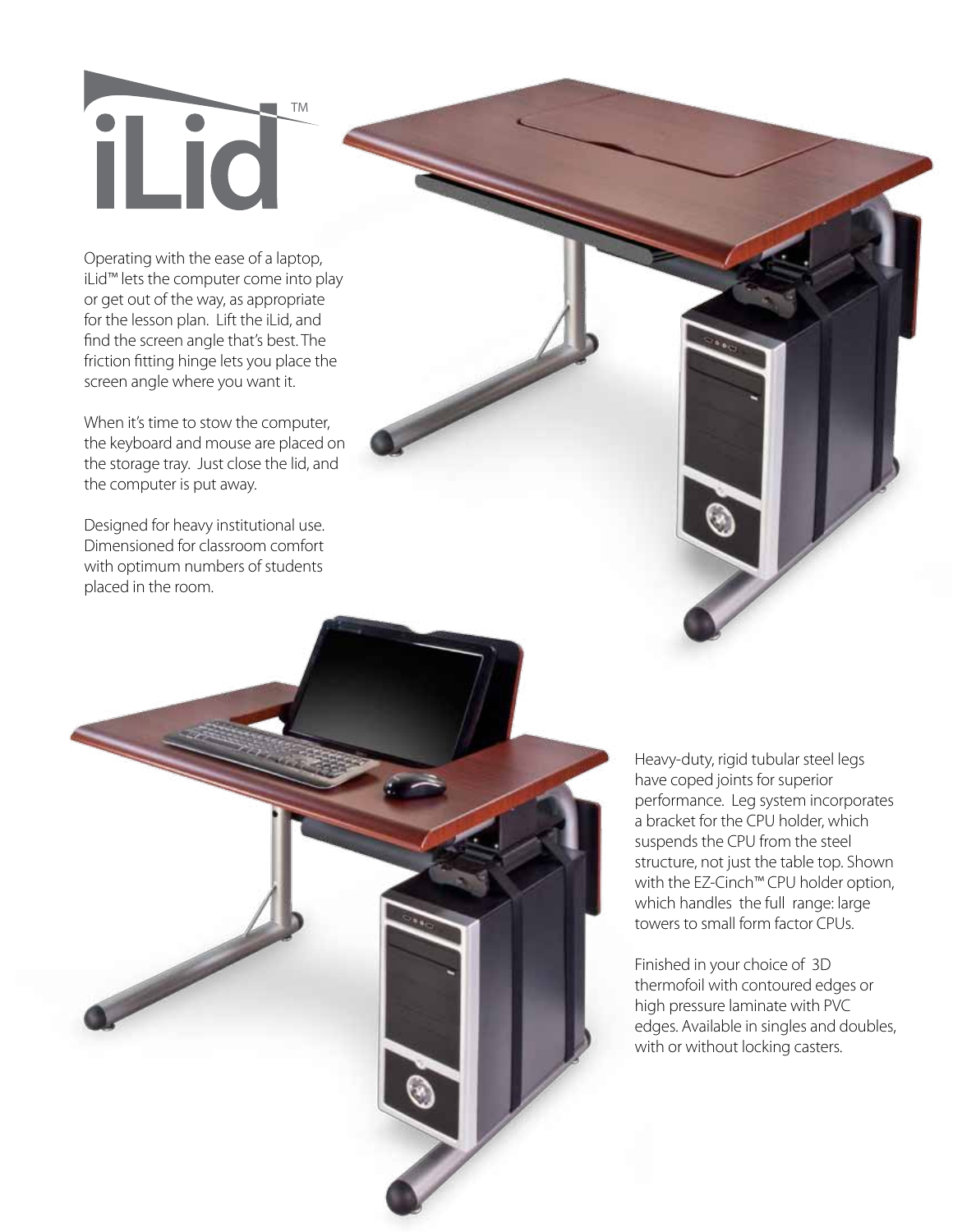# iLid™

Operating with the ease of a laptop, iLid™ lets the computer come into play or get out of the way, as appropriate for the lesson plan. Lift the iLid, and find the screen angle that's best. The friction fitting hinge lets you place the screen angle where you want it.

When it's time to stow the computer, the keyboard and mouse are placed on the storage tray. Just close the lid, and the computer is put away.

Designed for heavy institutional use. Dimensioned for classroom comfort with optimum numbers of students placed in the room.

Heavy-duty, rigid tubular steel legs have coped joints for superior performance. Leg system incorporates a bracket for the CPU holder, which suspends the CPU from the steel structure, not just the table top. Shown with the EZ-Cinch™ CPU holder option, which handles the full range: large towers to small form factor CPUs.

Finished in your choice of 3D thermofoil with contoured edges or high pressure laminate with PVC edges. Available in singles and doubles, with or without locking casters.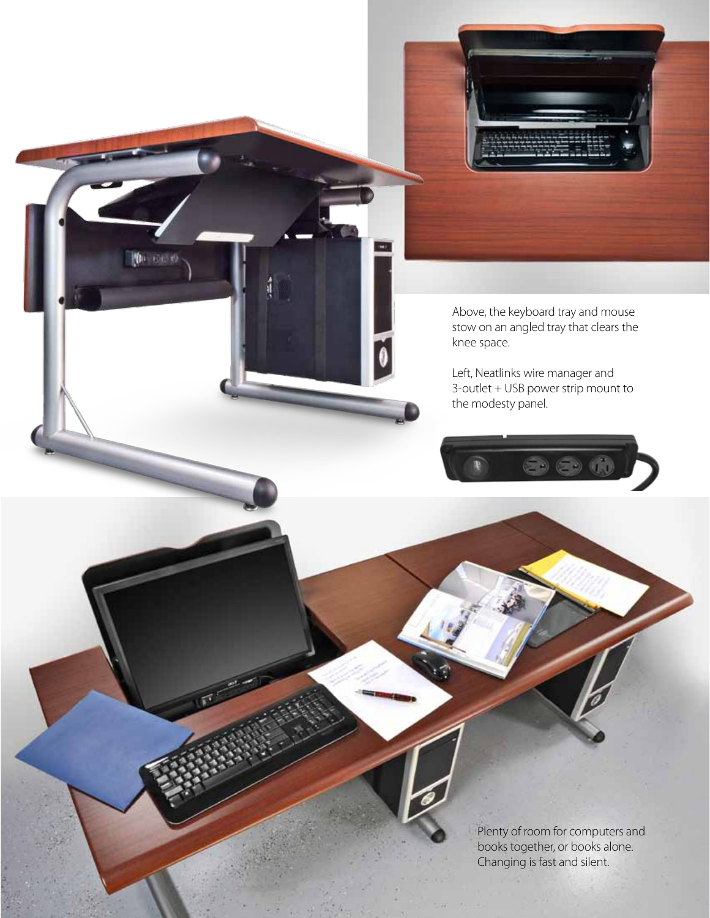Above, the keyboard tray and mouse stow on an angled tray that clears the knee space.

Left, Neatlinks wire manager and 3-outlet + USB power strip mount to the modesty panel.

Plenty of room for computers and books together, or books alone. Changing is fast and silent.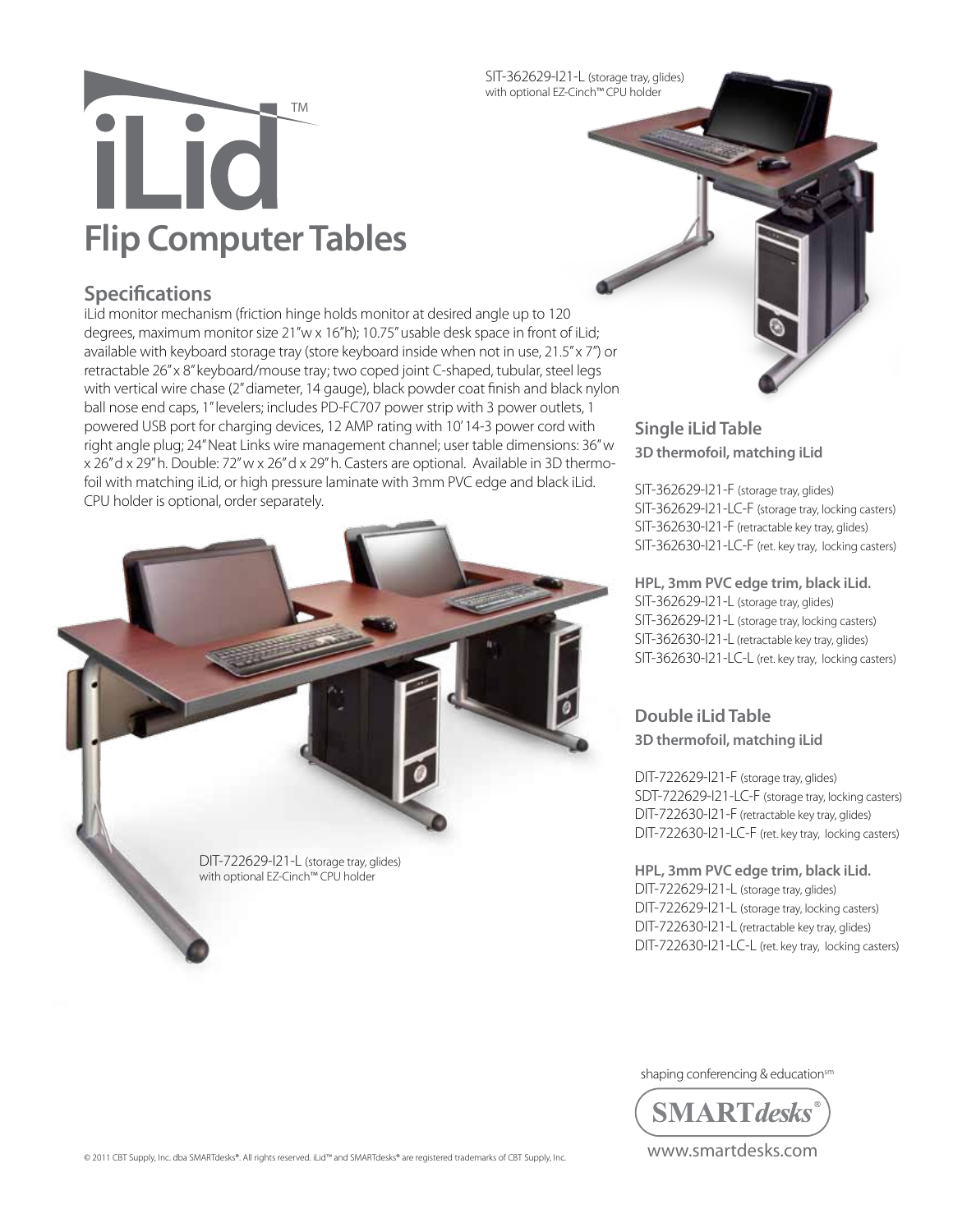# iLid™

## Flip Computer Tables

SIT-362629-I21-L (storage tray, glides)
with optional EZ-Cinch™ CPU holder

### Specifications

iLid monitor mechanism (friction hinge holds monitor at desired angle up to 120 degrees, maximum monitor size 21"w x 16"h); 10.75" usable desk space in front of iLid; available with keyboard storage tray (store keyboard inside when not in use, 21.5" x 7") or retractable 26" x 8" keyboard/mouse tray; two coped joint C-shaped, tubular, steel legs with vertical wire chase (2" diameter, 14 gauge), black powder coat finish and black nylon ball nose end caps, 1" levelers; includes PD-FC707 power strip with 3 power outlets, 1 powered USB port for charging devices, 12 AMP rating with 10' 14-3 power cord with right angle plug; 24" Neat Links wire management channel; user table dimensions: 36" w x 26" d x 29" h. Double: 72" w x 26" d x 29" h. Casters are optional. Available in 3D thermofoil with matching iLid, or high pressure laminate with 3mm PVC edge and black iLid. CPU holder is optional, order separately.

DIT-722629-I21-L (storage tray, glides)
with optional EZ-Cinch™ CPU holder

### Single iLid Table

**3D thermofoil, matching iLid**

SIT-362629-I21-F (storage tray, glides)
SIT-362629-I21-LC-F (storage tray, locking casters)
SIT-362630-I21-F (retractable key tray, glides)
SIT-362630-I21-LC-F (ret. key tray, locking casters)

**HPL, 3mm PVC edge trim, black iLid.**
SIT-362629-I21-L (storage tray, glides)
SIT-362629-I21-L (storage tray, locking casters)
SIT-362630-I21-L (retractable key tray, glides)
SIT-362630-I21-LC-L (ret. key tray, locking casters)

### Double iLid Table

**3D thermofoil, matching iLid**

DIT-722629-I21-F (storage tray, glides)
SDT-722629-I21-LC-F (storage tray, locking casters)
DIT-722630-I21-F (retractable key tray, glides)
DIT-722630-I21-LC-F (ret. key tray, locking casters)

**HPL, 3mm PVC edge trim, black iLid.**
DIT-722629-I21-L (storage tray, glides)
DIT-722629-I21-L (storage tray, locking casters)
DIT-722630-I21-L (retractable key tray, glides)
DIT-722630-I21-LC-L (ret. key tray, locking casters)

shaping conferencing & education[sm]

SMART*desks*®

www.smartdesks.com

© 2011 CBT Supply, Inc. dba SMARTdesks®. All rights reserved. iLid™ and SMARTdesks® are registered trademarks of CBT Supply, Inc.